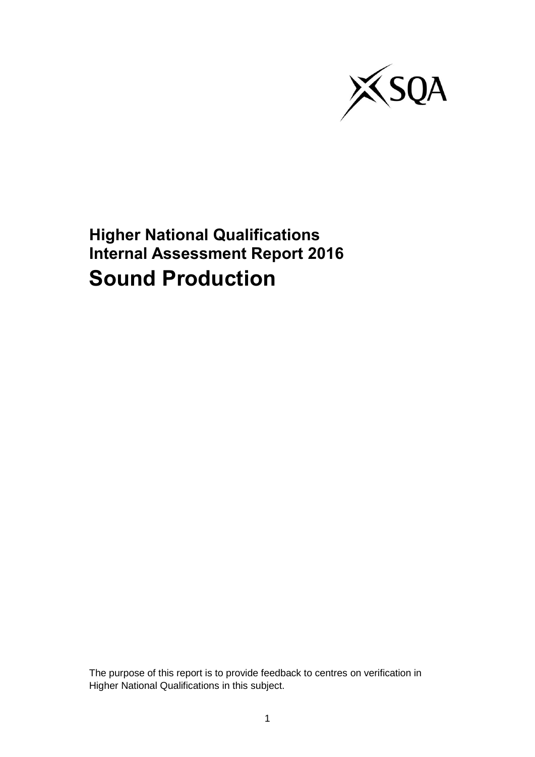# Higher National Qualifications Internal Assessment Report 2016

# Sound Production

The purpose of this report is to provide feedback to centres on verification in Higher National Qualifications in this subject.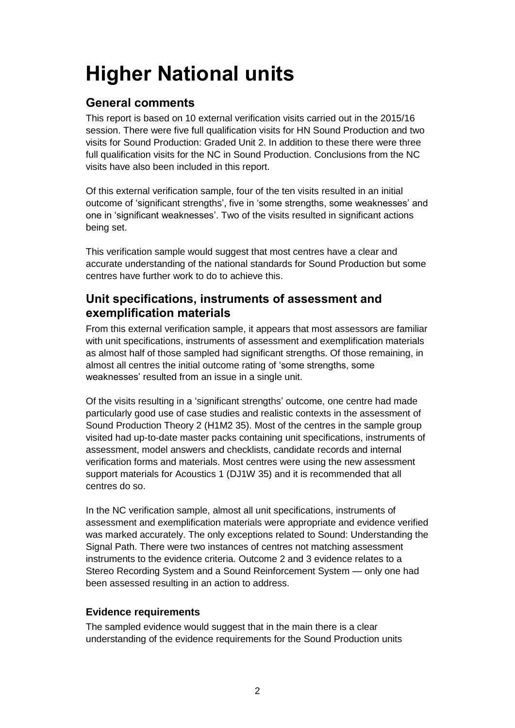# Higher National units

## General comments

This report is based on 10 external verification visits carried out in the 2015/16 session. There were five full qualification visits for HN Sound Production and two visits for Sound Production: Graded Unit 2. In addition to these there were three full qualification visits for the NC in Sound Production. Conclusions from the NC visits have also been included in this report.

Of this external verification sample, four of the ten visits resulted in an initial outcome of 'significant strengths', five in 'some strengths, some weaknesses' and one in 'significant weaknesses'. Two of the visits resulted in significant actions being set.

This verification sample would suggest that most centres have a clear and accurate understanding of the national standards for Sound Production but some centres have further work to do to achieve this.

## Unit specifications, instruments of assessment and exemplification materials

From this external verification sample, it appears that most assessors are familiar with unit specifications, instruments of assessment and exemplification materials as almost half of those sampled had significant strengths. Of those remaining, in almost all centres the initial outcome rating of 'some strengths, some weaknesses' resulted from an issue in a single unit.

Of the visits resulting in a 'significant strengths' outcome, one centre had made particularly good use of case studies and realistic contexts in the assessment of Sound Production Theory 2 (H1M2 35). Most of the centres in the sample group visited had up-to-date master packs containing unit specifications, instruments of assessment, model answers and checklists, candidate records and internal verification forms and materials. Most centres were using the new assessment support materials for Acoustics 1 (DJ1W 35) and it is recommended that all centres do so.

In the NC verification sample, almost all unit specifications, instruments of assessment and exemplification materials were appropriate and evidence verified was marked accurately. The only exceptions related to Sound: Understanding the Signal Path. There were two instances of centres not matching assessment instruments to the evidence criteria. Outcome 2 and 3 evidence relates to a Stereo Recording System and a Sound Reinforcement System — only one had been assessed resulting in an action to address.

### Evidence requirements

The sampled evidence would suggest that in the main there is a clear understanding of the evidence requirements for the Sound Production units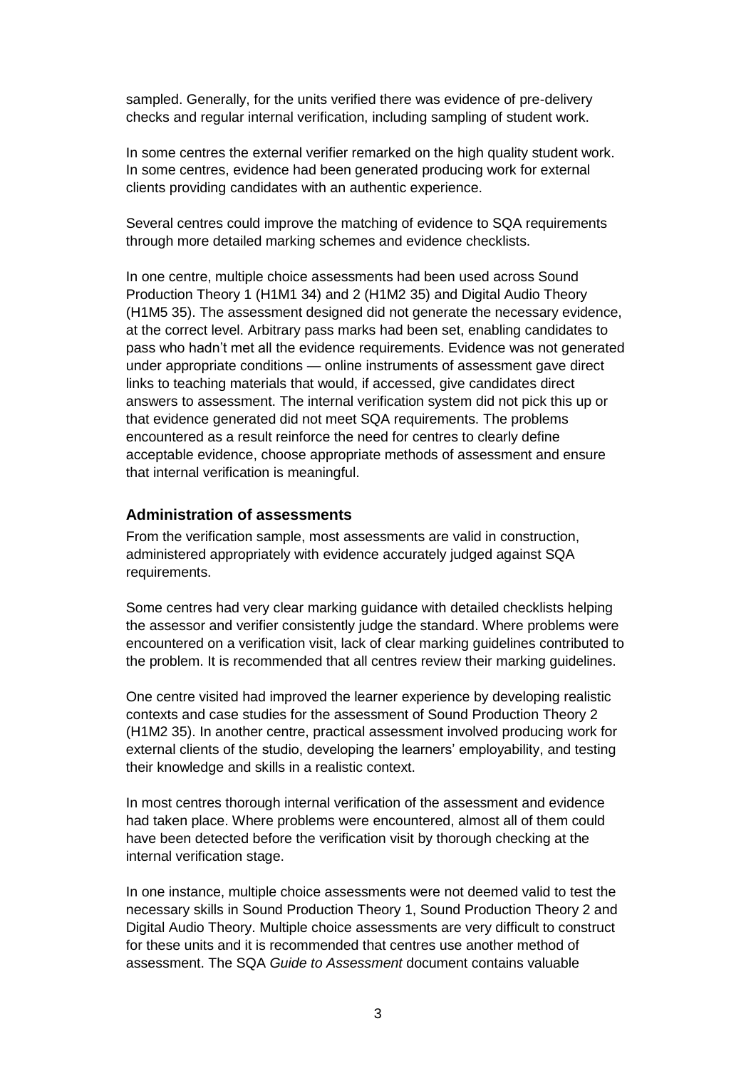sampled. Generally, for the units verified there was evidence of pre-delivery checks and regular internal verification, including sampling of student work.

In some centres the external verifier remarked on the high quality student work. In some centres, evidence had been generated producing work for external clients providing candidates with an authentic experience.

Several centres could improve the matching of evidence to SQA requirements through more detailed marking schemes and evidence checklists.

In one centre, multiple choice assessments had been used across Sound Production Theory 1 (H1M1 34) and 2 (H1M2 35) and Digital Audio Theory (H1M5 35). The assessment designed did not generate the necessary evidence, at the correct level. Arbitrary pass marks had been set, enabling candidates to pass who hadn't met all the evidence requirements. Evidence was not generated under appropriate conditions — online instruments of assessment gave direct links to teaching materials that would, if accessed, give candidates direct answers to assessment. The internal verification system did not pick this up or that evidence generated did not meet SQA requirements. The problems encountered as a result reinforce the need for centres to clearly define acceptable evidence, choose appropriate methods of assessment and ensure that internal verification is meaningful.

### Administration of assessments

From the verification sample, most assessments are valid in construction, administered appropriately with evidence accurately judged against SQA requirements.

Some centres had very clear marking guidance with detailed checklists helping the assessor and verifier consistently judge the standard. Where problems were encountered on a verification visit, lack of clear marking guidelines contributed to the problem. It is recommended that all centres review their marking guidelines.

One centre visited had improved the learner experience by developing realistic contexts and case studies for the assessment of Sound Production Theory 2 (H1M2 35). In another centre, practical assessment involved producing work for external clients of the studio, developing the learners' employability, and testing their knowledge and skills in a realistic context.

In most centres thorough internal verification of the assessment and evidence had taken place. Where problems were encountered, almost all of them could have been detected before the verification visit by thorough checking at the internal verification stage.

In one instance, multiple choice assessments were not deemed valid to test the necessary skills in Sound Production Theory 1, Sound Production Theory 2 and Digital Audio Theory. Multiple choice assessments are very difficult to construct for these units and it is recommended that centres use another method of assessment. The SQA *Guide to Assessment* document contains valuable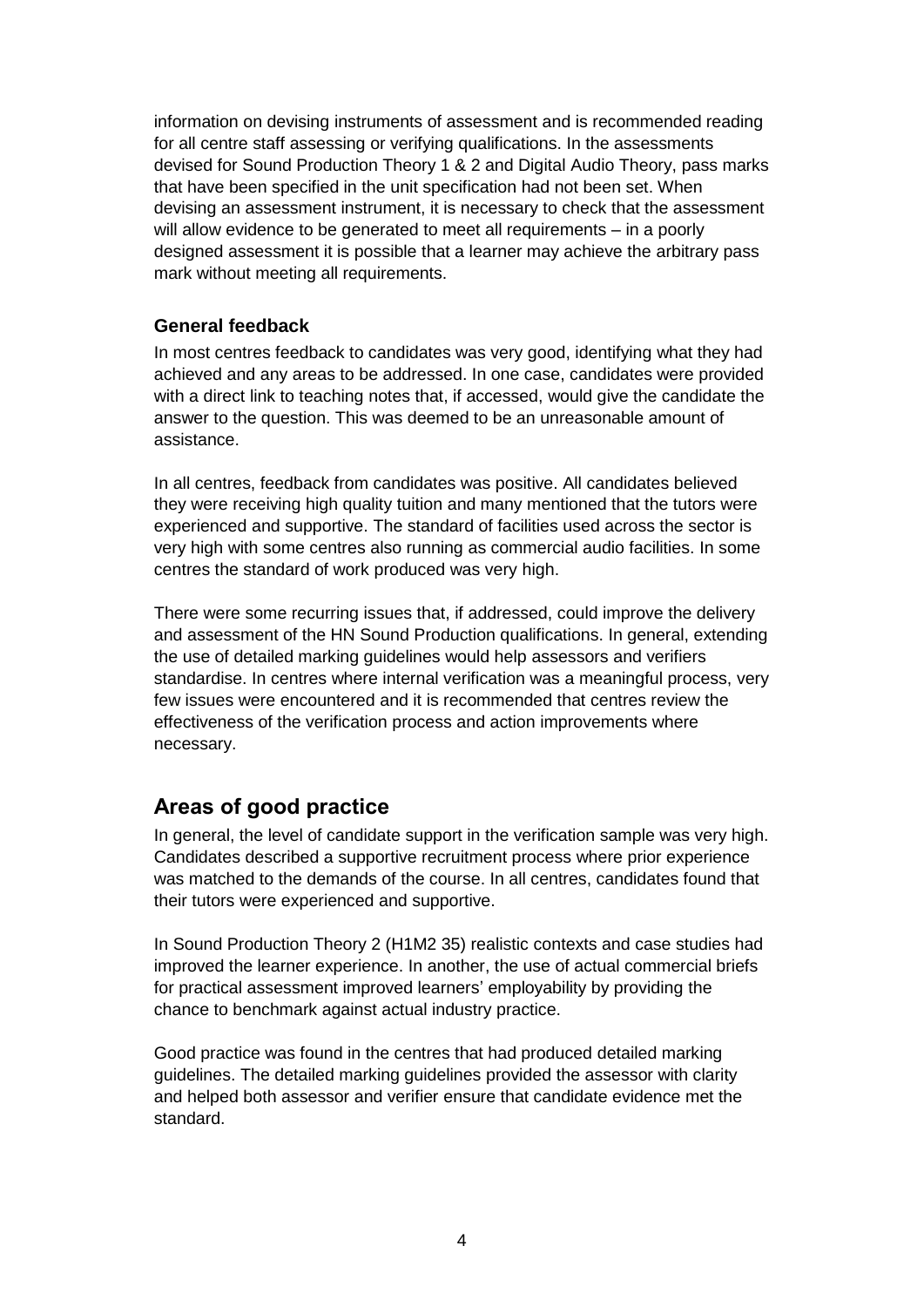information on devising instruments of assessment and is recommended reading for all centre staff assessing or verifying qualifications. In the assessments devised for Sound Production Theory 1 & 2 and Digital Audio Theory, pass marks that have been specified in the unit specification had not been set. When devising an assessment instrument, it is necessary to check that the assessment will allow evidence to be generated to meet all requirements – in a poorly designed assessment it is possible that a learner may achieve the arbitrary pass mark without meeting all requirements.

### General feedback

In most centres feedback to candidates was very good, identifying what they had achieved and any areas to be addressed. In one case, candidates were provided with a direct link to teaching notes that, if accessed, would give the candidate the answer to the question. This was deemed to be an unreasonable amount of assistance.

In all centres, feedback from candidates was positive. All candidates believed they were receiving high quality tuition and many mentioned that the tutors were experienced and supportive. The standard of facilities used across the sector is very high with some centres also running as commercial audio facilities. In some centres the standard of work produced was very high.

There were some recurring issues that, if addressed, could improve the delivery and assessment of the HN Sound Production qualifications. In general, extending the use of detailed marking guidelines would help assessors and verifiers standardise. In centres where internal verification was a meaningful process, very few issues were encountered and it is recommended that centres review the effectiveness of the verification process and action improvements where necessary.

## Areas of good practice

In general, the level of candidate support in the verification sample was very high. Candidates described a supportive recruitment process where prior experience was matched to the demands of the course. In all centres, candidates found that their tutors were experienced and supportive.

In Sound Production Theory 2 (H1M2 35) realistic contexts and case studies had improved the learner experience. In another, the use of actual commercial briefs for practical assessment improved learners' employability by providing the chance to benchmark against actual industry practice.

Good practice was found in the centres that had produced detailed marking guidelines. The detailed marking guidelines provided the assessor with clarity and helped both assessor and verifier ensure that candidate evidence met the standard.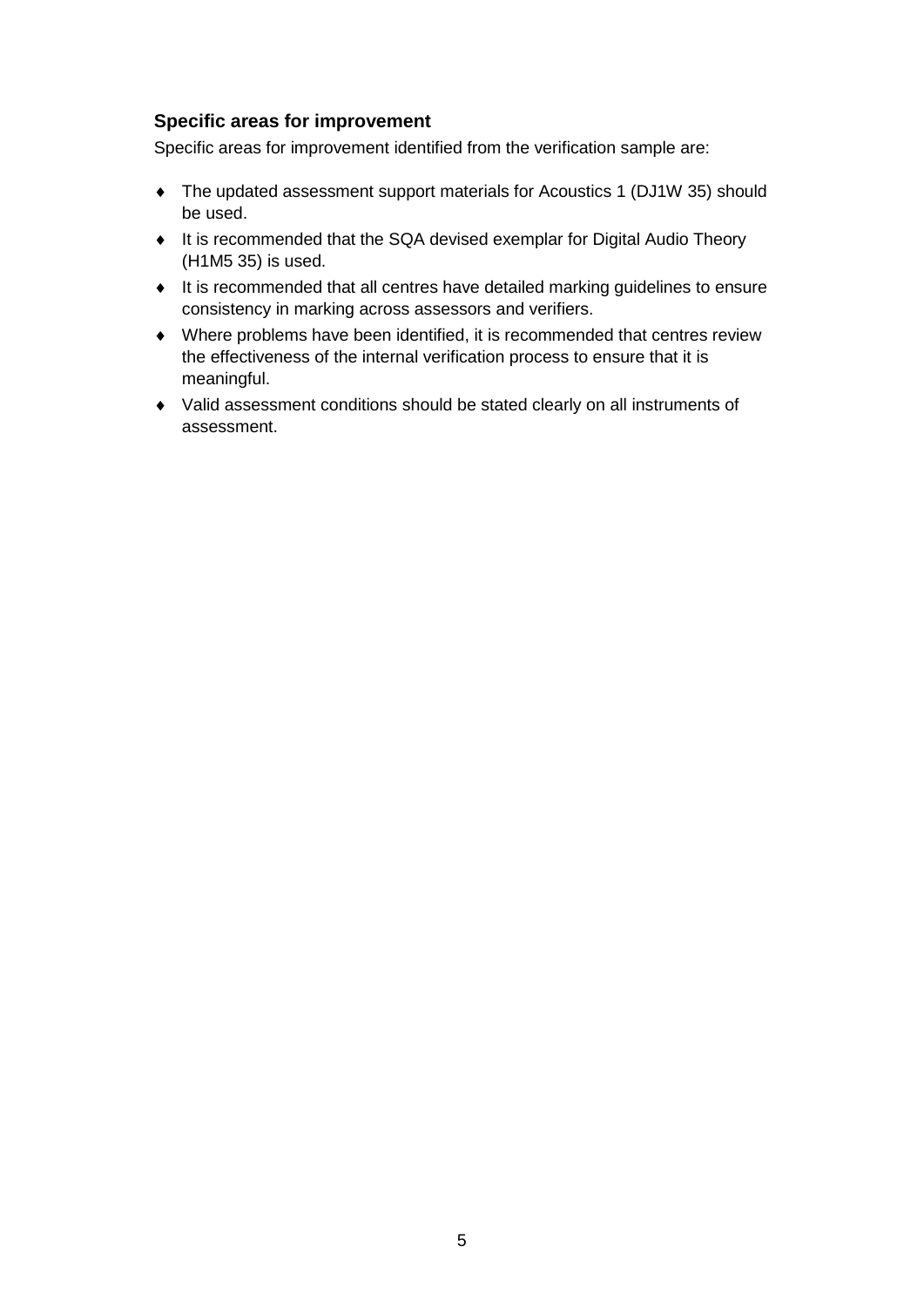### Specific areas for improvement

Specific areas for improvement identified from the verification sample are:

- The updated assessment support materials for Acoustics 1 (DJ1W 35) should be used.
- It is recommended that the SQA devised exemplar for Digital Audio Theory (H1M5 35) is used.
- It is recommended that all centres have detailed marking guidelines to ensure consistency in marking across assessors and verifiers.
- Where problems have been identified, it is recommended that centres review the effectiveness of the internal verification process to ensure that it is meaningful.
- Valid assessment conditions should be stated clearly on all instruments of assessment.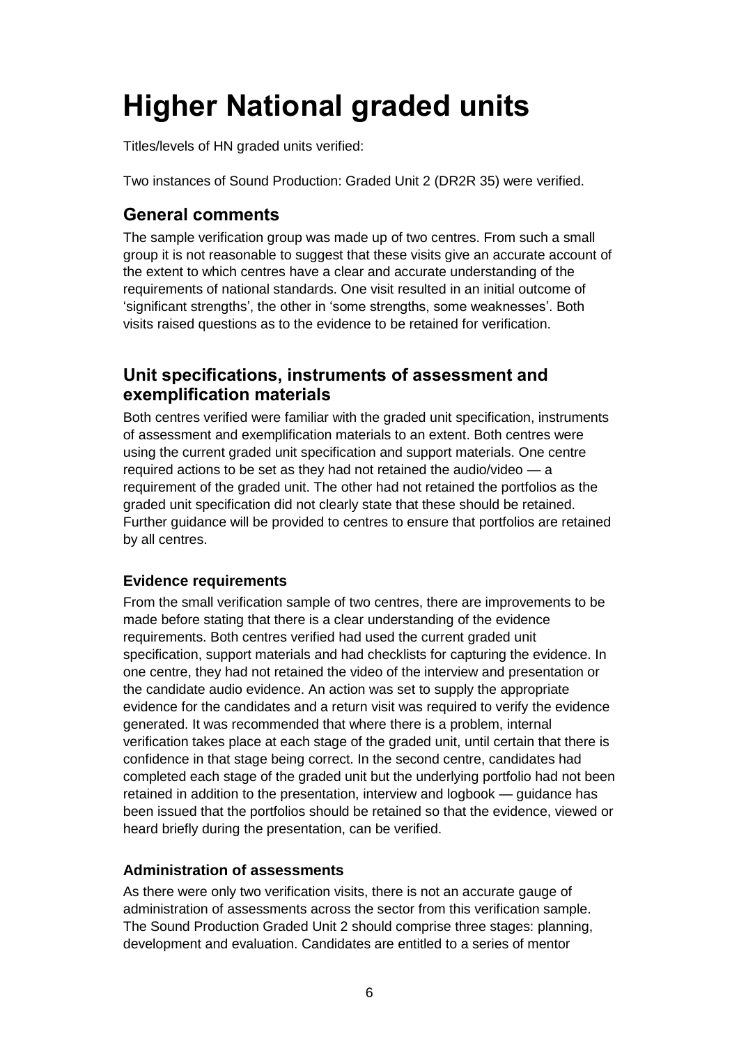# Higher National graded units

Titles/levels of HN graded units verified:

Two instances of Sound Production: Graded Unit 2 (DR2R 35) were verified.

## General comments

The sample verification group was made up of two centres. From such a small group it is not reasonable to suggest that these visits give an accurate account of the extent to which centres have a clear and accurate understanding of the requirements of national standards. One visit resulted in an initial outcome of 'significant strengths', the other in 'some strengths, some weaknesses'. Both visits raised questions as to the evidence to be retained for verification.

## Unit specifications, instruments of assessment and exemplification materials

Both centres verified were familiar with the graded unit specification, instruments of assessment and exemplification materials to an extent. Both centres were using the current graded unit specification and support materials. One centre required actions to be set as they had not retained the audio/video — a requirement of the graded unit. The other had not retained the portfolios as the graded unit specification did not clearly state that these should be retained. Further guidance will be provided to centres to ensure that portfolios are retained by all centres.

### Evidence requirements

From the small verification sample of two centres, there are improvements to be made before stating that there is a clear understanding of the evidence requirements. Both centres verified had used the current graded unit specification, support materials and had checklists for capturing the evidence. In one centre, they had not retained the video of the interview and presentation or the candidate audio evidence. An action was set to supply the appropriate evidence for the candidates and a return visit was required to verify the evidence generated. It was recommended that where there is a problem, internal verification takes place at each stage of the graded unit, until certain that there is confidence in that stage being correct. In the second centre, candidates had completed each stage of the graded unit but the underlying portfolio had not been retained in addition to the presentation, interview and logbook — guidance has been issued that the portfolios should be retained so that the evidence, viewed or heard briefly during the presentation, can be verified.

### Administration of assessments

As there were only two verification visits, there is not an accurate gauge of administration of assessments across the sector from this verification sample. The Sound Production Graded Unit 2 should comprise three stages: planning, development and evaluation. Candidates are entitled to a series of mentor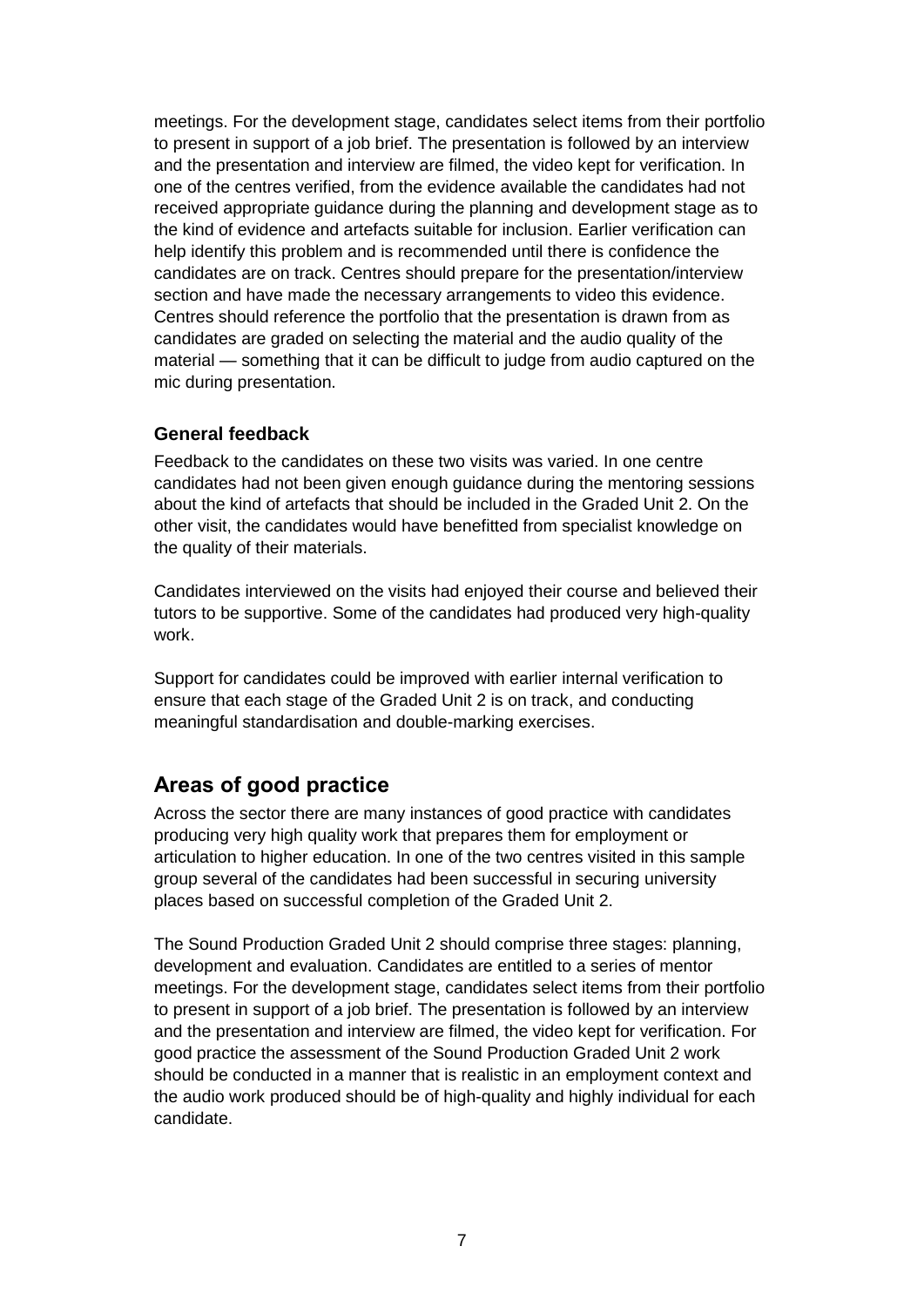meetings. For the development stage, candidates select items from their portfolio to present in support of a job brief. The presentation is followed by an interview and the presentation and interview are filmed, the video kept for verification. In one of the centres verified, from the evidence available the candidates had not received appropriate guidance during the planning and development stage as to the kind of evidence and artefacts suitable for inclusion. Earlier verification can help identify this problem and is recommended until there is confidence the candidates are on track. Centres should prepare for the presentation/interview section and have made the necessary arrangements to video this evidence. Centres should reference the portfolio that the presentation is drawn from as candidates are graded on selecting the material and the audio quality of the material — something that it can be difficult to judge from audio captured on the mic during presentation.

### General feedback

Feedback to the candidates on these two visits was varied. In one centre candidates had not been given enough guidance during the mentoring sessions about the kind of artefacts that should be included in the Graded Unit 2. On the other visit, the candidates would have benefitted from specialist knowledge on the quality of their materials.

Candidates interviewed on the visits had enjoyed their course and believed their tutors to be supportive. Some of the candidates had produced very high-quality work.

Support for candidates could be improved with earlier internal verification to ensure that each stage of the Graded Unit 2 is on track, and conducting meaningful standardisation and double-marking exercises.

## Areas of good practice

Across the sector there are many instances of good practice with candidates producing very high quality work that prepares them for employment or articulation to higher education. In one of the two centres visited in this sample group several of the candidates had been successful in securing university places based on successful completion of the Graded Unit 2.

The Sound Production Graded Unit 2 should comprise three stages: planning, development and evaluation. Candidates are entitled to a series of mentor meetings. For the development stage, candidates select items from their portfolio to present in support of a job brief. The presentation is followed by an interview and the presentation and interview are filmed, the video kept for verification. For good practice the assessment of the Sound Production Graded Unit 2 work should be conducted in a manner that is realistic in an employment context and the audio work produced should be of high-quality and highly individual for each candidate.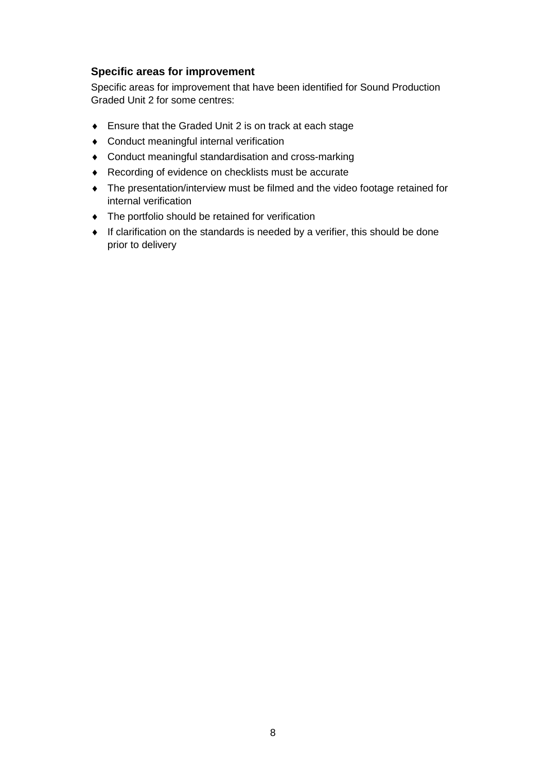### Specific areas for improvement

Specific areas for improvement that have been identified for Sound Production Graded Unit 2 for some centres:

- Ensure that the Graded Unit 2 is on track at each stage
- Conduct meaningful internal verification
- Conduct meaningful standardisation and cross-marking
- Recording of evidence on checklists must be accurate
- The presentation/interview must be filmed and the video footage retained for internal verification
- The portfolio should be retained for verification
- If clarification on the standards is needed by a verifier, this should be done prior to delivery